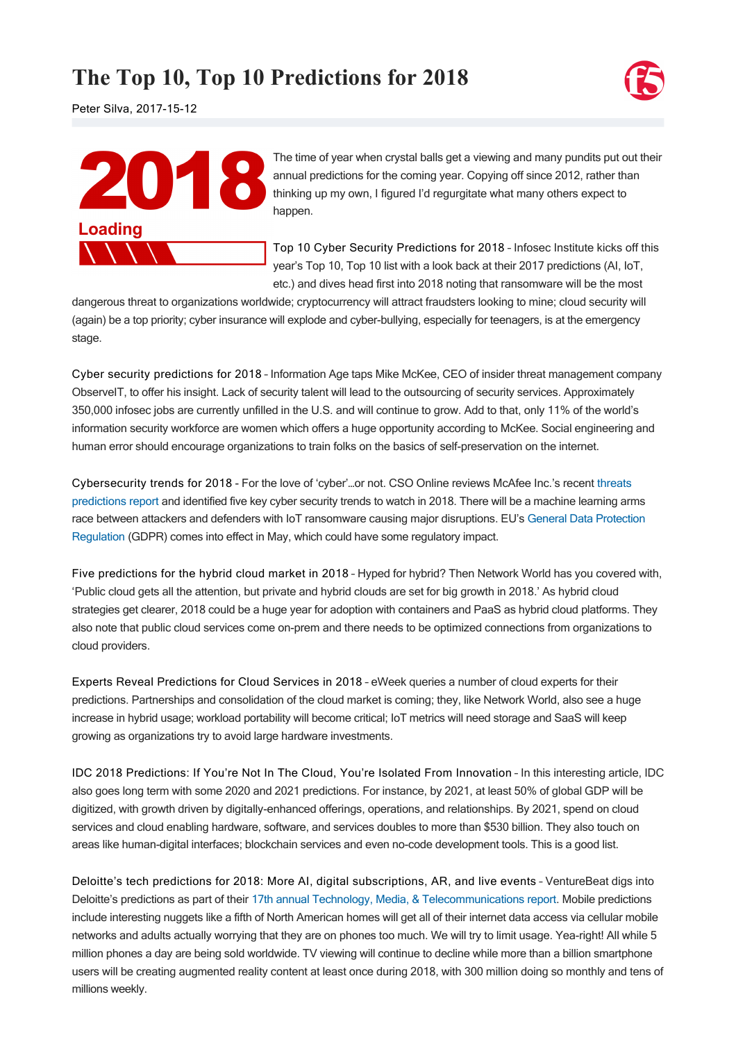# The Top 10, Top 10 Predictions for 2018

Peter Silva, 2017-15-12

The time of year when crystal balls get a viewing and many pundits put out their annual predictions for the coming year. Copying off since 2012, rather than thinking up my own, I figured I'd regurgitate what many others expect to happen.

Top 10 Cyber Security Predictions for 2018 – Infosec Institute kicks off this year's Top 10, Top 10 list with a look back at their 2017 predictions (AI, IoT, etc.) and dives head first into 2018 noting that ransomware will be the most dangerous threat to organizations worldwide; cryptocurrency will attract fraudsters looking to mine; cloud security will (again) be a top priority; cyber insurance will explode and cyber-bullying, especially for teenagers, is at the emergency stage.

Cyber security predictions for 2018 – Information Age taps Mike McKee, CEO of insider threat management company ObserveIT, to offer his insight. Lack of security talent will lead to the outsourcing of security services. Approximately 350,000 infosec jobs are currently unfilled in the U.S. and will continue to grow. Add to that, only 11% of the world's information security workforce are women which offers a huge opportunity according to McKee. Social engineering and human error should encourage organizations to train folks on the basics of self-preservation on the internet.

Cybersecurity trends for 2018 - For the love of 'cyber'…or not. CSO Online reviews McAfee Inc.'s recent threats predictions report and identified five key cyber security trends to watch in 2018. There will be a machine learning arms race between attackers and defenders with IoT ransomware causing major disruptions. EU's General Data Protection Regulation (GDPR) comes into effect in May, which could have some regulatory impact.

Five predictions for the hybrid cloud market in 2018 – Hyped for hybrid? Then Network World has you covered with, 'Public cloud gets all the attention, but private and hybrid clouds are set for big growth in 2018.' As hybrid cloud strategies get clearer, 2018 could be a huge year for adoption with containers and PaaS as hybrid cloud platforms. They also note that public cloud services come on-prem and there needs to be optimized connections from organizations to cloud providers.

Experts Reveal Predictions for Cloud Services in 2018 – eWeek queries a number of cloud experts for their predictions. Partnerships and consolidation of the cloud market is coming; they, like Network World, also see a huge increase in hybrid usage; workload portability will become critical; IoT metrics will need storage and SaaS will keep growing as organizations try to avoid large hardware investments.

IDC 2018 Predictions: If You're Not In The Cloud, You're Isolated From Innovation – In this interesting article, IDC also goes long term with some 2020 and 2021 predictions. For instance, by 2021, at least 50% of global GDP will be digitized, with growth driven by digitally-enhanced offerings, operations, and relationships. By 2021, spend on cloud services and cloud enabling hardware, software, and services doubles to more than $530 billion. They also touch on areas like human-digital interfaces; blockchain services and even no-code development tools. This is a good list.

Deloitte's tech predictions for 2018: More AI, digital subscriptions, AR, and live events – VentureBeat digs into Deloitte's predictions as part of their 17th annual Technology, Media, & Telecommunications report. Mobile predictions include interesting nuggets like a fifth of North American homes will get all of their internet data access via cellular mobile networks and adults actually worrying that they are on phones too much. We will try to limit usage. Yea-right! All while 5 million phones a day are being sold worldwide. TV viewing will continue to decline while more than a billion smartphone users will be creating augmented reality content at least once during 2018, with 300 million doing so monthly and tens of millions weekly.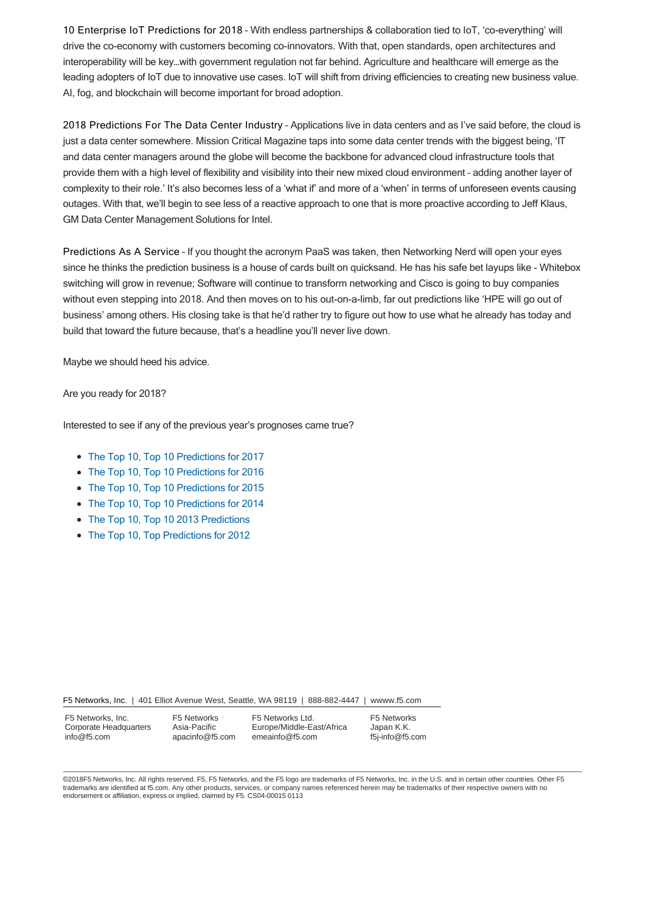10 Enterprise IoT Predictions for 2018 – With endless partnerships & collaboration tied to IoT, 'co-everything' will drive the co-economy with customers becoming co-innovators. With that, open standards, open architectures and interoperability will be key…with government regulation not far behind. Agriculture and healthcare will emerge as the leading adopters of IoT due to innovative use cases. IoT will shift from driving efficiencies to creating new business value. AI, fog, and blockchain will become important for broad adoption.

2018 Predictions For The Data Center Industry – Applications live in data centers and as I've said before, the cloud is just a data center somewhere. Mission Critical Magazine taps into some data center trends with the biggest being, 'IT and data center managers around the globe will become the backbone for advanced cloud infrastructure tools that provide them with a high level of flexibility and visibility into their new mixed cloud environment – adding another layer of complexity to their role.' It's also becomes less of a 'what if' and more of a 'when' in terms of unforeseen events causing outages. With that, we'll begin to see less of a reactive approach to one that is more proactive according to Jeff Klaus, GM Data Center Management Solutions for Intel.

Predictions As A Service – If you thought the acronym PaaS was taken, then Networking Nerd will open your eyes since he thinks the prediction business is a house of cards built on quicksand. He has his safe bet layups like - Whitebox switching will grow in revenue; Software will continue to transform networking and Cisco is going to buy companies without even stepping into 2018. And then moves on to his out-on-a-limb, far out predictions like 'HPE will go out of business' among others. His closing take is that he'd rather try to figure out how to use what he already has today and build that toward the future because, that's a headline you'll never live down.

Maybe we should heed his advice.

Are you ready for 2018?

Interested to see if any of the previous year's prognoses came true?

- The Top 10, Top 10 Predictions for 2017
- The Top 10, Top 10 Predictions for 2016
- The Top 10, Top 10 Predictions for 2015
- The Top 10, Top 10 Predictions for 2014
- The Top 10, Top 10 2013 Predictions
- The Top 10, Top Predictions for 2012

F5 Networks, Inc. | 401 Elliot Avenue West, Seattle, WA 98119 | 888-882-4447 | wwww.f5.com

F5 Networks, Inc.
Corporate Headquarters
info@f5.com

F5 Networks
Asia-Pacific
apacinfo@f5.com

F5 Networks Ltd.
Europe/Middle-East/Africa
emeainfo@f5.com

F5 Networks
Japan K.K.
f5j-info@f5.com

©2018F5 Networks, Inc. All rights reserved. F5, F5 Networks, and the F5 logo are trademarks of F5 Networks, Inc. in the U.S. and in certain other countries. Other F5 trademarks are identified at f5.com. Any other products, services, or company names referenced herein may be trademarks of their respective owners with no endorsement or affiliation, express or implied, claimed by F5. CS04-00015 0113